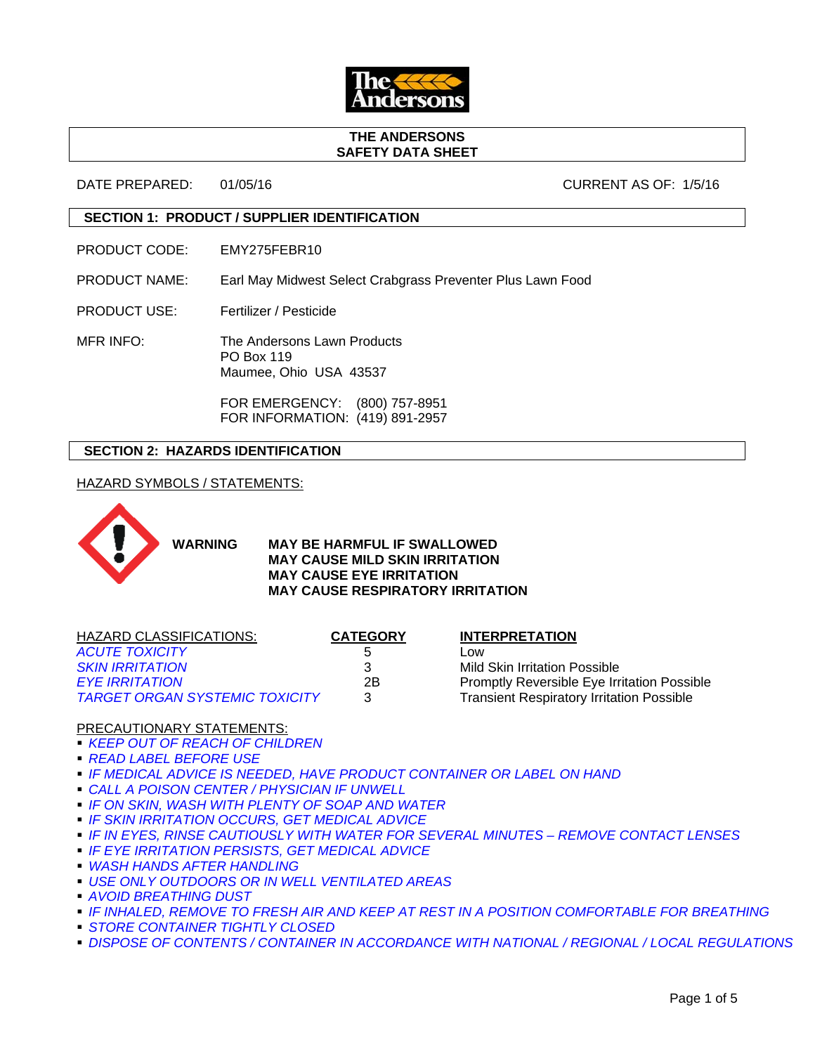# THE ANDERSONS SAFETY DATA SHEET

DATE PREPARED: 01/05/16 | CURRENT AS OF: 1/5/16

## SECTION 1: PRODUCT / SUPPLIER IDENTIFICATION

PRODUCT CODE: EMY275FEBR10

PRODUCT NAME: Earl May Midwest Select Crabgrass Preventer Plus Lawn Food

PRODUCT USE: Fertilizer / Pesticide

MFR INFO:
The Andersons Lawn Products
PO Box 119
Maumee, Ohio USA 43537

FOR EMERGENCY: (800) 757-8951
FOR INFORMATION: (419) 891-2957

## SECTION 2: HAZARDS IDENTIFICATION

HAZARD SYMBOLS / STATEMENTS:

**WARNING**

**MAY BE HARMFUL IF SWALLOWED**
**MAY CAUSE MILD SKIN IRRITATION**
**MAY CAUSE EYE IRRITATION**
**MAY CAUSE RESPIRATORY IRRITATION**

| HAZARD CLASSIFICATIONS: | CATEGORY | INTERPRETATION |
|---|---|---|
| *ACUTE TOXICITY* | 5 | Low |
| *SKIN IRRITATION* | 3 | Mild Skin Irritation Possible |
| *EYE IRRITATION* | 2B | Promptly Reversible Eye Irritation Possible |
| *TARGET ORGAN SYSTEMIC TOXICITY* | 3 | Transient Respiratory Irritation Possible |

PRECAUTIONARY STATEMENTS:

- *KEEP OUT OF REACH OF CHILDREN*
- *READ LABEL BEFORE USE*
- *IF MEDICAL ADVICE IS NEEDED, HAVE PRODUCT CONTAINER OR LABEL ON HAND*
- *CALL A POISON CENTER / PHYSICIAN IF UNWELL*
- *IF ON SKIN, WASH WITH PLENTY OF SOAP AND WATER*
- *IF SKIN IRRITATION OCCURS, GET MEDICAL ADVICE*
- *IF IN EYES, RINSE CAUTIOUSLY WITH WATER FOR SEVERAL MINUTES – REMOVE CONTACT LENSES*
- *IF EYE IRRITATION PERSISTS, GET MEDICAL ADVICE*
- *WASH HANDS AFTER HANDLING*
- *USE ONLY OUTDOORS OR IN WELL VENTILATED AREAS*
- *AVOID BREATHING DUST*
- *IF INHALED, REMOVE TO FRESH AIR AND KEEP AT REST IN A POSITION COMFORTABLE FOR BREATHING*
- *STORE CONTAINER TIGHTLY CLOSED*
- *DISPOSE OF CONTENTS / CONTAINER IN ACCORDANCE WITH NATIONAL / REGIONAL / LOCAL REGULATIONS*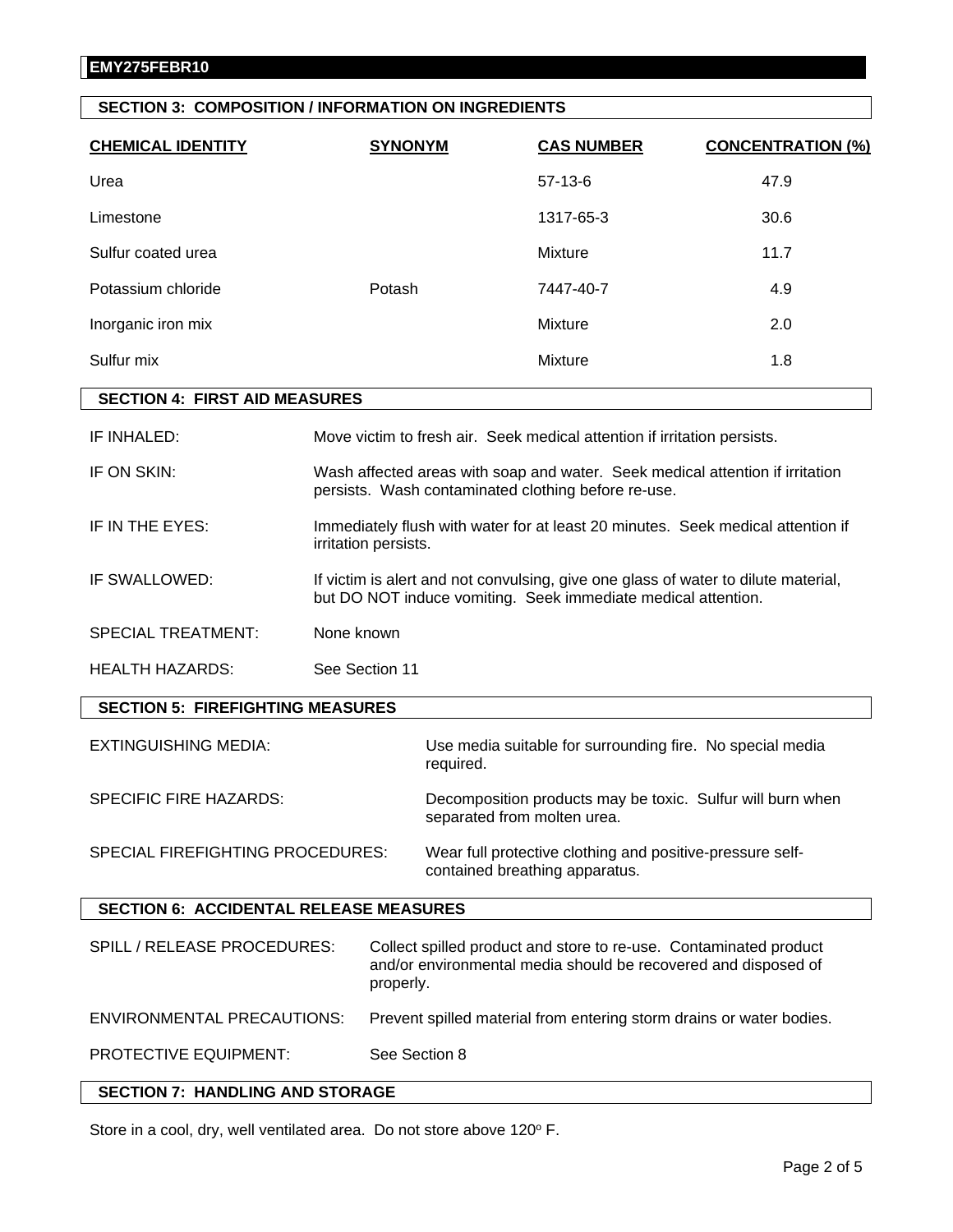## SECTION 3: COMPOSITION / INFORMATION ON INGREDIENTS

| CHEMICAL IDENTITY | SYNONYM | CAS NUMBER | CONCENTRATION (%) |
|---|---|---|---|
| Urea | | 57-13-6 | 47.9 |
| Limestone | | 1317-65-3 | 30.6 |
| Sulfur coated urea | | Mixture | 11.7 |
| Potassium chloride | Potash | 7447-40-7 | 4.9 |
| Inorganic iron mix | | Mixture | 2.0 |
| Sulfur mix | | Mixture | 1.8 |

## SECTION 4: FIRST AID MEASURES

| | |
|---|---|
| IF INHALED: | Move victim to fresh air. Seek medical attention if irritation persists. |
| IF ON SKIN: | Wash affected areas with soap and water. Seek medical attention if irritation persists. Wash contaminated clothing before re-use. |
| IF IN THE EYES: | Immediately flush with water for at least 20 minutes. Seek medical attention if irritation persists. |
| IF SWALLOWED: | If victim is alert and not convulsing, give one glass of water to dilute material, but DO NOT induce vomiting. Seek immediate medical attention. |
| SPECIAL TREATMENT: | None known |
| HEALTH HAZARDS: | See Section 11 |

## SECTION 5: FIREFIGHTING MEASURES

| | |
|---|---|
| EXTINGUISHING MEDIA: | Use media suitable for surrounding fire. No special media required. |
| SPECIFIC FIRE HAZARDS: | Decomposition products may be toxic. Sulfur will burn when separated from molten urea. |
| SPECIAL FIREFIGHTING PROCEDURES: | Wear full protective clothing and positive-pressure self-contained breathing apparatus. |

## SECTION 6: ACCIDENTAL RELEASE MEASURES

| | |
|---|---|
| SPILL / RELEASE PROCEDURES: | Collect spilled product and store to re-use. Contaminated product and/or environmental media should be recovered and disposed of properly. |
| ENVIRONMENTAL PRECAUTIONS: | Prevent spilled material from entering storm drains or water bodies. |
| PROTECTIVE EQUIPMENT: | See Section 8 |

## SECTION 7: HANDLING AND STORAGE

Store in a cool, dry, well ventilated area. Do not store above 120$^{o}$ F.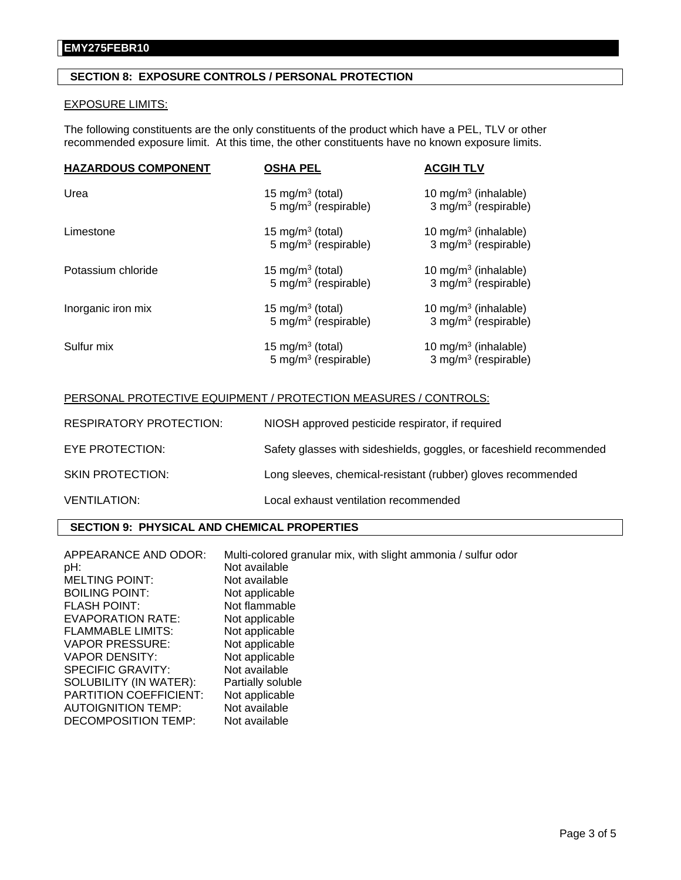EMY275FEBR10

## SECTION 8: EXPOSURE CONTROLS / PERSONAL PROTECTION

EXPOSURE LIMITS:

The following constituents are the only constituents of the product which have a PEL, TLV or other recommended exposure limit. At this time, the other constituents have no known exposure limits.

| HAZARDOUS COMPONENT | OSHA PEL | ACGIH TLV |
|---|---|---|
| Urea | 15 mg/m$^3$ (total)<br>5 mg/m$^3$ (respirable) | 10 mg/m$^3$ (inhalable)<br>3 mg/m$^3$ (respirable) |
| Limestone | 15 mg/m$^3$ (total)<br>5 mg/m$^3$ (respirable) | 10 mg/m$^3$ (inhalable)<br>3 mg/m$^3$ (respirable) |
| Potassium chloride | 15 mg/m$^3$ (total)<br>5 mg/m$^3$ (respirable) | 10 mg/m$^3$ (inhalable)<br>3 mg/m$^3$ (respirable) |
| Inorganic iron mix | 15 mg/m$^3$ (total)<br>5 mg/m$^3$ (respirable) | 10 mg/m$^3$ (inhalable)<br>3 mg/m$^3$ (respirable) |
| Sulfur mix | 15 mg/m$^3$ (total)<br>5 mg/m$^3$ (respirable) | 10 mg/m$^3$ (inhalable)<br>3 mg/m$^3$ (respirable) |

PERSONAL PROTECTIVE EQUIPMENT / PROTECTION MEASURES / CONTROLS:

| | |
|---|---|
| RESPIRATORY PROTECTION: | NIOSH approved pesticide respirator, if required |
| EYE PROTECTION: | Safety glasses with sideshields, goggles, or faceshield recommended |
| SKIN PROTECTION: | Long sleeves, chemical-resistant (rubber) gloves recommended |
| VENTILATION: | Local exhaust ventilation recommended |

## SECTION 9: PHYSICAL AND CHEMICAL PROPERTIES

| | |
|---|---|
| APPEARANCE AND ODOR: | Multi-colored granular mix, with slight ammonia / sulfur odor |
| pH: | Not available |
| MELTING POINT: | Not available |
| BOILING POINT: | Not applicable |
| FLASH POINT: | Not flammable |
| EVAPORATION RATE: | Not applicable |
| FLAMMABLE LIMITS: | Not applicable |
| VAPOR PRESSURE: | Not applicable |
| VAPOR DENSITY: | Not applicable |
| SPECIFIC GRAVITY: | Not available |
| SOLUBILITY (IN WATER): | Partially soluble |
| PARTITION COEFFICIENT: | Not applicable |
| AUTOIGNITION TEMP: | Not available |
| DECOMPOSITION TEMP: | Not available |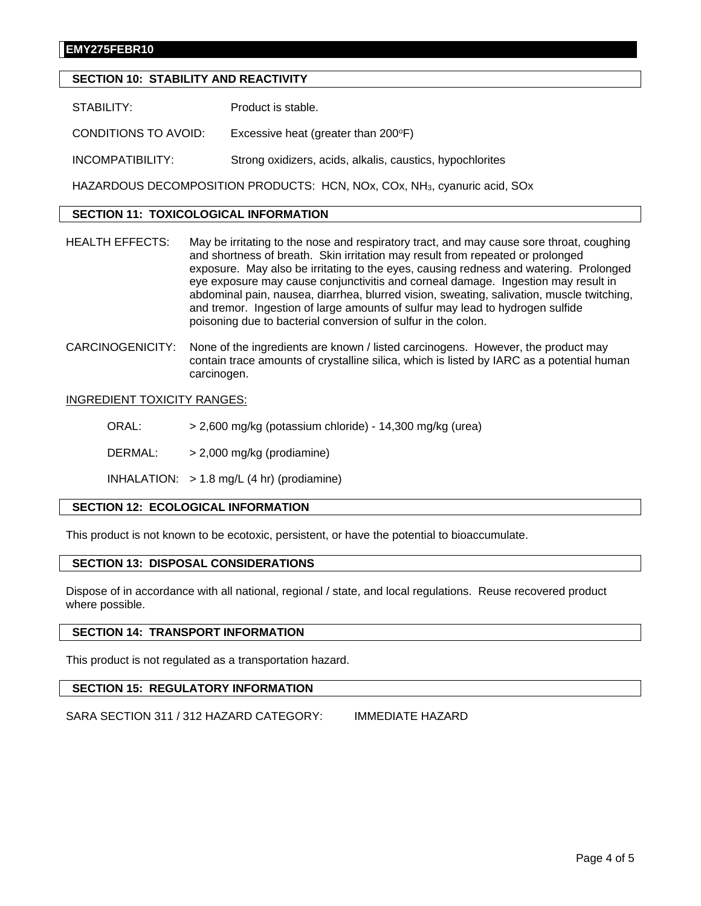## SECTION 10: STABILITY AND REACTIVITY

STABILITY: Product is stable.

CONDITIONS TO AVOID: Excessive heat (greater than 200°F)

INCOMPATIBILITY: Strong oxidizers, acids, alkalis, caustics, hypochlorites

HAZARDOUS DECOMPOSITION PRODUCTS: HCN, NOx, COx, $NH_3$, cyanuric acid, SOx

## SECTION 11: TOXICOLOGICAL INFORMATION

HEALTH EFFECTS: May be irritating to the nose and respiratory tract, and may cause sore throat, coughing and shortness of breath. Skin irritation may result from repeated or prolonged exposure. May also be irritating to the eyes, causing redness and watering. Prolonged eye exposure may cause conjunctivitis and corneal damage. Ingestion may result in abdominal pain, nausea, diarrhea, blurred vision, sweating, salivation, muscle twitching, and tremor. Ingestion of large amounts of sulfur may lead to hydrogen sulfide poisoning due to bacterial conversion of sulfur in the colon.

CARCINOGENICITY: None of the ingredients are known / listed carcinogens. However, the product may contain trace amounts of crystalline silica, which is listed by IARC as a potential human carcinogen.

INGREDIENT TOXICITY RANGES:

ORAL: > 2,600 mg/kg (potassium chloride) - 14,300 mg/kg (urea)

DERMAL: > 2,000 mg/kg (prodiamine)

INHALATION: > 1.8 mg/L (4 hr) (prodiamine)

## SECTION 12: ECOLOGICAL INFORMATION

This product is not known to be ecotoxic, persistent, or have the potential to bioaccumulate.

## SECTION 13: DISPOSAL CONSIDERATIONS

Dispose of in accordance with all national, regional / state, and local regulations. Reuse recovered product where possible.

## SECTION 14: TRANSPORT INFORMATION

This product is not regulated as a transportation hazard.

## SECTION 15: REGULATORY INFORMATION

SARA SECTION 311 / 312 HAZARD CATEGORY: IMMEDIATE HAZARD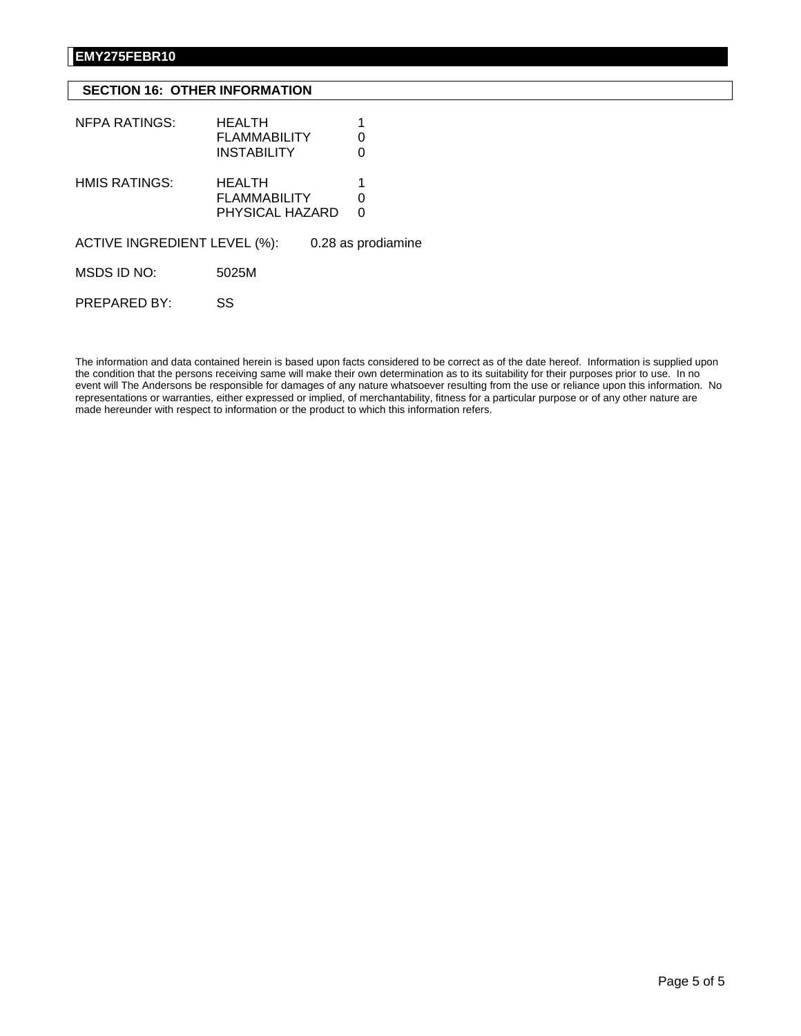## SECTION 16: OTHER INFORMATION

| | | |
|---|---|---|
| NFPA RATINGS: | HEALTH | 1 |
| | FLAMMABILITY | 0 |
| | INSTABILITY | 0 |
| HMIS RATINGS: | HEALTH | 1 |
| | FLAMMABILITY | 0 |
| | PHYSICAL HAZARD | 0 |

ACTIVE INGREDIENT LEVEL (%): 0.28 as prodiamine

MSDS ID NO: 5025M

PREPARED BY: SS

The information and data contained herein is based upon facts considered to be correct as of the date hereof. Information is supplied upon the condition that the persons receiving same will make their own determination as to its suitability for their purposes prior to use. In no event will The Andersons be responsible for damages of any nature whatsoever resulting from the use or reliance upon this information. No representations or warranties, either expressed or implied, of merchantability, fitness for a particular purpose or of any other nature are made hereunder with respect to information or the product to which this information refers.